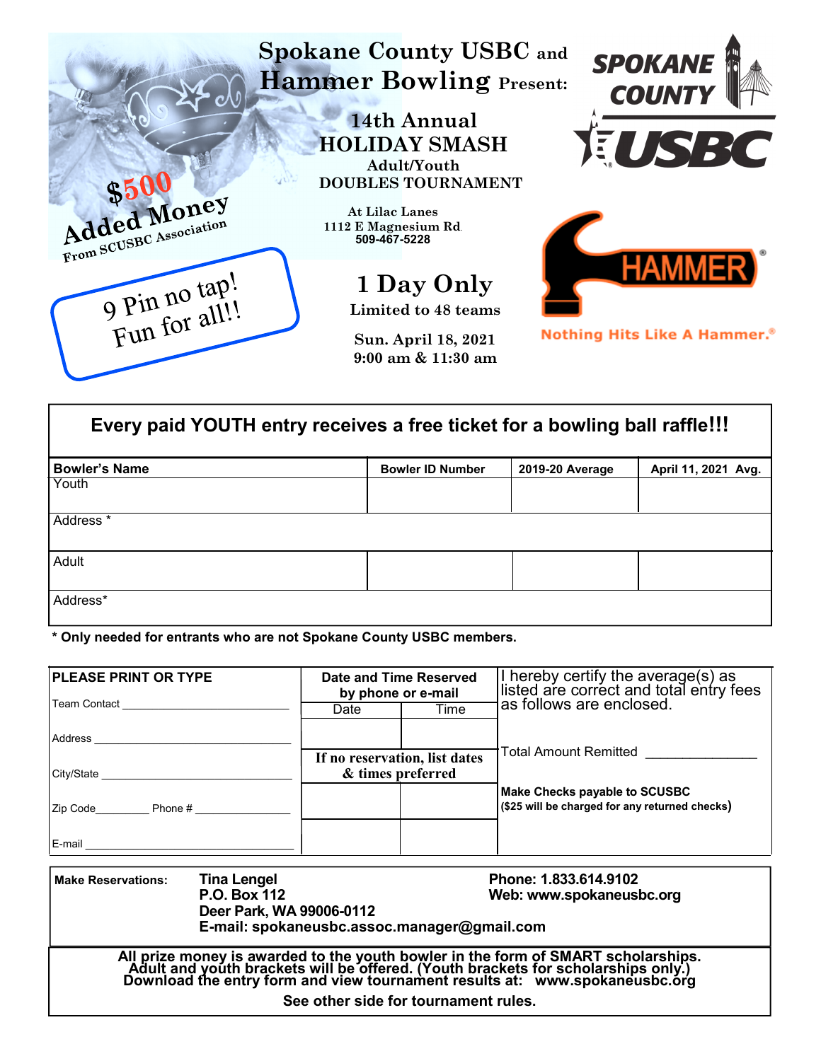# Spokane County USBC and Hammer Bowling Present:

## 14th Annual HOLIDAY SMASH

### Adult/Youth DOUBLES TOURNAMENT

At Lilac Lanes
1112 E Magnesium Rd
509-467-5228

**$500 Added Money**
From SCUSBC Association

9 Pin no tap!
Fun for all!!

**1 Day Only**
Limited to 48 teams

Sun. April 18, 2021
9:00 am & 11:30 am

SPOKANE COUNTY USBC

HAMMER
Nothing Hits Like A Hammer.®

---

**Every paid YOUTH entry receives a free ticket for a bowling ball raffle!!!**

| Bowler's Name | Bowler ID Number | 2019-20 Average | April 11, 2021 Avg. |
|---|---|---|---|
| Youth | | | |
| Address * | | | |
| Adult | | | |
| Address* | | | |

**\* Only needed for entrants who are not Spokane County USBC members.**

| PLEASE PRINT OR TYPE | Date and Time Reserved by phone or e-mail | | I hereby certify the average(s) as listed are correct and total entry fees as follows are enclosed. |
|---|---|---|---|
| Team Contact ______________________ | Date | Time | |
| Address ______________________ | | | Total Amount Remitted ______________ |
| City/State ______________________ | If no reservation, list dates & times preferred | | |
| Zip Code________ Phone # ______________ | | | **Make Checks payable to SCUSBC** **($25 will be charged for any returned checks)** |
| E-mail ______________________ | | | |

**Make Reservations:** **Tina Lengel**
**P.O. Box 112**
**Deer Park, WA 99006-0112**
**E-mail: spokaneusbc.assoc.manager@gmail.com**

**Phone: 1.833.614.9102**
**Web: www.spokaneusbc.org**

**All prize money is awarded to the youth bowler in the form of SMART scholarships.**
**Adult and youth brackets will be offered. (Youth brackets for scholarships only.)**
**Download the entry form and view tournament results at: www.spokaneusbc.org**

**See other side for tournament rules.**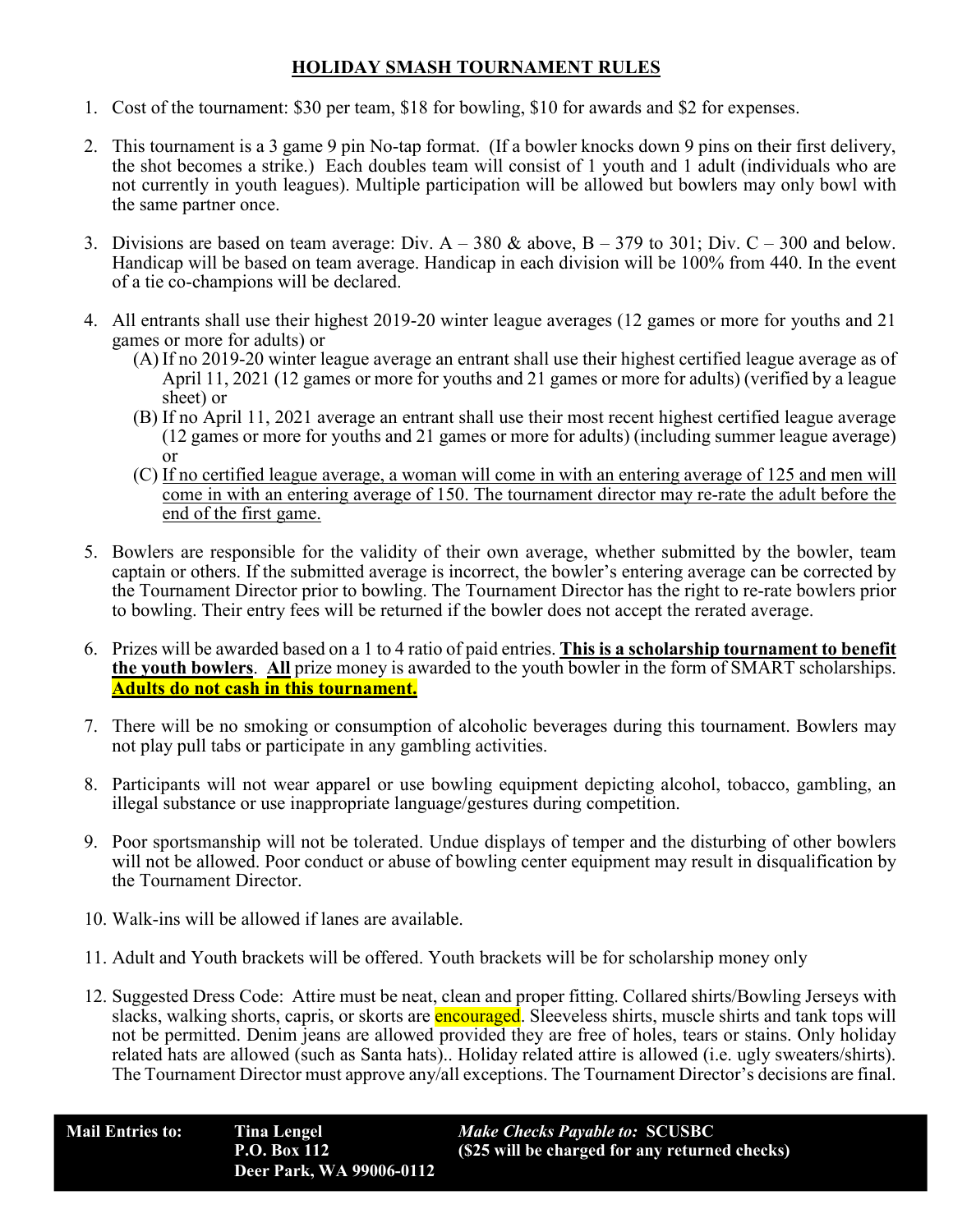# HOLIDAY SMASH TOURNAMENT RULES

1. Cost of the tournament: $30 per team, $18 for bowling, $10 for awards and $2 for expenses.

2. This tournament is a 3 game 9 pin No-tap format. (If a bowler knocks down 9 pins on their first delivery, the shot becomes a strike.) Each doubles team will consist of 1 youth and 1 adult (individuals who are not currently in youth leagues). Multiple participation will be allowed but bowlers may only bowl with the same partner once.

3. Divisions are based on team average: Div. A – 380 & above, B – 379 to 301; Div. C – 300 and below. Handicap will be based on team average. Handicap in each division will be 100% from 440. In the event of a tie co-champions will be declared.

4. All entrants shall use their highest 2019-20 winter league averages (12 games or more for youths and 21 games or more for adults) or
   - (A) If no 2019-20 winter league average an entrant shall use their highest certified league average as of April 11, 2021 (12 games or more for youths and 21 games or more for adults) (verified by a league sheet) or
   - (B) If no April 11, 2021 average an entrant shall use their most recent highest certified league average (12 games or more for youths and 21 games or more for adults) (including summer league average) or
   - (C) If no certified league average, a woman will come in with an entering average of 125 and men will come in with an entering average of 150. The tournament director may re-rate the adult before the end of the first game.

5. Bowlers are responsible for the validity of their own average, whether submitted by the bowler, team captain or others. If the submitted average is incorrect, the bowler's entering average can be corrected by the Tournament Director prior to bowling. The Tournament Director has the right to re-rate bowlers prior to bowling. Their entry fees will be returned if the bowler does not accept the rerated average.

6. Prizes will be awarded based on a 1 to 4 ratio of paid entries. **This is a scholarship tournament to benefit the youth bowlers**. **All** prize money is awarded to the youth bowler in the form of SMART scholarships. **Adults do not cash in this tournament.**

7. There will be no smoking or consumption of alcoholic beverages during this tournament. Bowlers may not play pull tabs or participate in any gambling activities.

8. Participants will not wear apparel or use bowling equipment depicting alcohol, tobacco, gambling, an illegal substance or use inappropriate language/gestures during competition.

9. Poor sportsmanship will not be tolerated. Undue displays of temper and the disturbing of other bowlers will not be allowed. Poor conduct or abuse of bowling center equipment may result in disqualification by the Tournament Director.

10. Walk-ins will be allowed if lanes are available.

11. Adult and Youth brackets will be offered. Youth brackets will be for scholarship money only

12. Suggested Dress Code: Attire must be neat, clean and proper fitting. Collared shirts/Bowling Jerseys with slacks, walking shorts, capris, or skorts are encouraged. Sleeveless shirts, muscle shirts and tank tops will not be permitted. Denim jeans are allowed provided they are free of holes, tears or stains. Only holiday related hats are allowed (such as Santa hats).. Holiday related attire is allowed (i.e. ugly sweaters/shirts). The Tournament Director must approve any/all exceptions. The Tournament Director's decisions are final.

**Mail Entries to:** **Tina Lengel**
**P.O. Box 112**
**Deer Park, WA 99006-0112**

***Make Checks Payable to:*** **SCUSBC**
**($25 will be charged for any returned checks)**